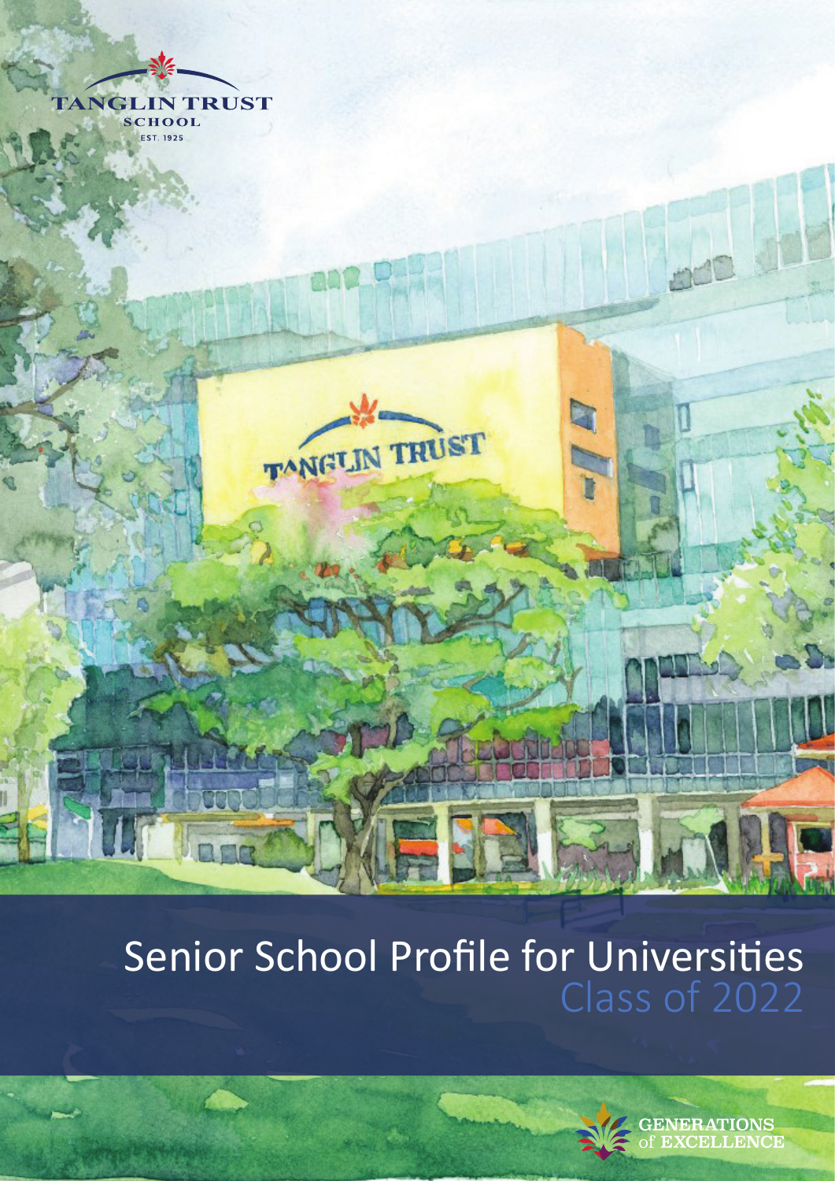TANGLIN TRUST SCHOOL

EST. 1925

# Senior School Profile for Universities

## Class of 2022

GENERATIONS of EXCELLENCE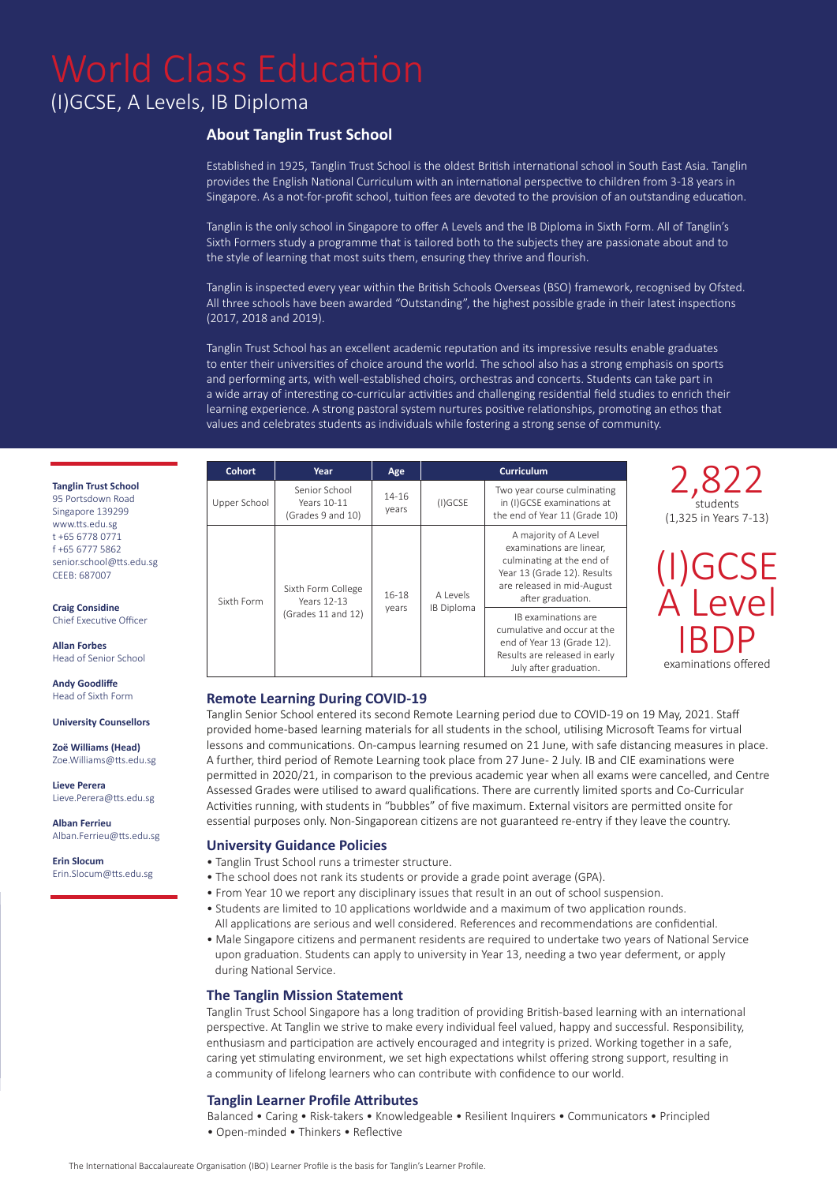# World Class Education

(I)GCSE, A Levels, IB Diploma

## About Tanglin Trust School

Established in 1925, Tanglin Trust School is the oldest British international school in South East Asia. Tanglin provides the English National Curriculum with an international perspective to children from 3-18 years in Singapore. As a not-for-profit school, tuition fees are devoted to the provision of an outstanding education.

Tanglin is the only school in Singapore to offer A Levels and the IB Diploma in Sixth Form. All of Tanglin's Sixth Formers study a programme that is tailored both to the subjects they are passionate about and to the style of learning that most suits them, ensuring they thrive and flourish.

Tanglin is inspected every year within the British Schools Overseas (BSO) framework, recognised by Ofsted. All three schools have been awarded "Outstanding", the highest possible grade in their latest inspections (2017, 2018 and 2019).

Tanglin Trust School has an excellent academic reputation and its impressive results enable graduates to enter their universities of choice around the world. The school also has a strong emphasis on sports and performing arts, with well-established choirs, orchestras and concerts. Students can take part in a wide array of interesting co-curricular activities and challenging residential field studies to enrich their learning experience. A strong pastoral system nurtures positive relationships, promoting an ethos that values and celebrates students as individuals while fostering a strong sense of community.

**Tanglin Trust School**
95 Portsdown Road
Singapore 139299
www.tts.edu.sg
t +65 6778 0771
f +65 6777 5862
senior.school@tts.edu.sg
CEEB: 687007

**Craig Considine**
Chief Executive Officer

**Allan Forbes**
Head of Senior School

**Andy Goodliffe**
Head of Sixth Form

**University Counsellors**

**Zoë Williams (Head)**
Zoe.Williams@tts.edu.sg

**Lieve Perera**
Lieve.Perera@tts.edu.sg

**Alban Ferrieu**
Alban.Ferrieu@tts.edu.sg

**Erin Slocum**
Erin.Slocum@tts.edu.sg

| Cohort | Year | Age | Curriculum | |
|---|---|---|---|---|
| Upper School | Senior School Years 10-11 (Grades 9 and 10) | 14-16 years | (I)GCSE | Two year course culminating in (I)GCSE examinations at the end of Year 11 (Grade 10) |
| Sixth Form | Sixth Form College Years 12-13 (Grades 11 and 12) | 16-18 years | A Levels IB Diploma | A majority of A Level examinations are linear, culminating at the end of Year 13 (Grade 12). Results are released in mid-August after graduation. |
| | | | | IB examinations are cumulative and occur at the end of Year 13 (Grade 12). Results are released in early July after graduation. |

**2,822** students (1,325 in Years 7-13)

**(I)GCSE A Level IBDP** examinations offered

### Remote Learning During COVID-19

Tanglin Senior School entered its second Remote Learning period due to COVID-19 on 19 May, 2021. Staff provided home-based learning materials for all students in the school, utilising Microsoft Teams for virtual lessons and communications. On-campus learning resumed on 21 June, with safe distancing measures in place. A further, third period of Remote Learning took place from 27 June- 2 July. IB and CIE examinations were permitted in 2020/21, in comparison to the previous academic year when all exams were cancelled, and Centre Assessed Grades were utilised to award qualifications. There are currently limited sports and Co-Curricular Activities running, with students in "bubbles" of five maximum. External visitors are permitted onsite for essential purposes only. Non-Singaporean citizens are not guaranteed re-entry if they leave the country.

### University Guidance Policies

- Tanglin Trust School runs a trimester structure.
- The school does not rank its students or provide a grade point average (GPA).
- From Year 10 we report any disciplinary issues that result in an out of school suspension.
- Students are limited to 10 applications worldwide and a maximum of two application rounds. All applications are serious and well considered. References and recommendations are confidential.
- Male Singapore citizens and permanent residents are required to undertake two years of National Service upon graduation. Students can apply to university in Year 13, needing a two year deferment, or apply during National Service.

### The Tanglin Mission Statement

Tanglin Trust School Singapore has a long tradition of providing British-based learning with an international perspective. At Tanglin we strive to make every individual feel valued, happy and successful. Responsibility, enthusiasm and participation are actively encouraged and integrity is prized. Working together in a safe, caring yet stimulating environment, we set high expectations whilst offering strong support, resulting in a community of lifelong learners who can contribute with confidence to our world.

### Tanglin Learner Profile Attributes

Balanced • Caring • Risk-takers • Knowledgeable • Resilient Inquirers • Communicators • Principled • Open-minded • Thinkers • Reflective

The International Baccalaureate Organisation (IBO) Learner Profile is the basis for Tanglin's Learner Profile.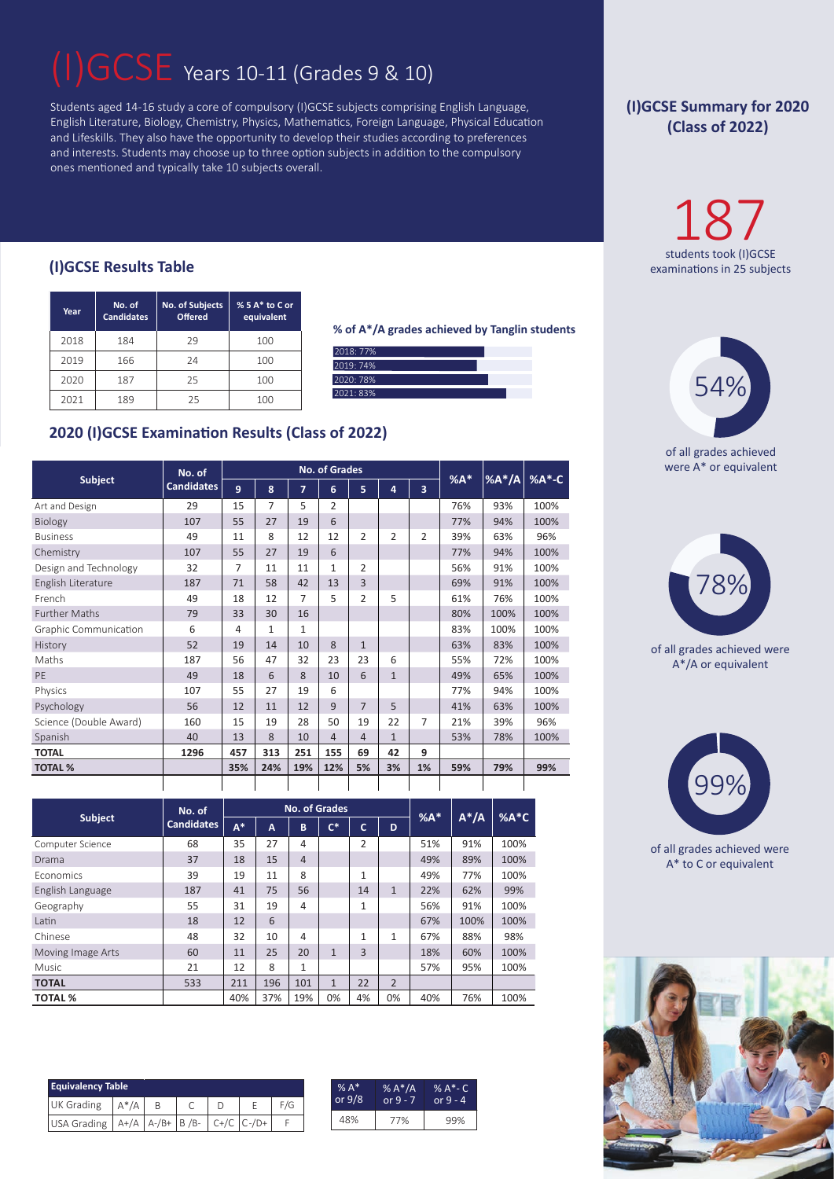# (I)GCSE Years 10-11 (Grades 9 & 10)

Students aged 14-16 study a core of compulsory (I)GCSE subjects comprising English Language, English Literature, Biology, Chemistry, Physics, Mathematics, Foreign Language, Physical Education and Lifeskills. They also have the opportunity to develop their studies according to preferences and interests. Students may choose up to three option subjects in addition to the compulsory ones mentioned and typically take 10 subjects overall.

## (I)GCSE Results Table

| Year | No. of Candidates | No. of Subjects Offered | % 5 A* to C or equivalent |
|---|---|---|---|
| 2018 | 184 | 29 | 100 |
| 2019 | 166 | 24 | 100 |
| 2020 | 187 | 25 | 100 |
| 2021 | 189 | 25 | 100 |

**% of A*/A grades achieved by Tanglin students**

- 2018: 77%
- 2019: 74%
- 2020: 78%
- 2021: 83%

## 2020 (I)GCSE Examination Results (Class of 2022)

| Subject | No. of Candidates | No. of Grades | | | | | | | %A* | %A*/A | %A*-C |
|---|---|---|---|---|---|---|---|---|---|---|---|
| | | 9 | 8 | 7 | 6 | 5 | 4 | 3 | | | |
| Art and Design | 29 | 15 | 7 | 5 | 2 | | | | 76% | 93% | 100% |
| Biology | 107 | 55 | 27 | 19 | 6 | | | | 77% | 94% | 100% |
| Business | 49 | 11 | 8 | 12 | 12 | 2 | 2 | 2 | 39% | 63% | 96% |
| Chemistry | 107 | 55 | 27 | 19 | 6 | | | | 77% | 94% | 100% |
| Design and Technology | 32 | 7 | 11 | 11 | 1 | 2 | | | 56% | 91% | 100% |
| English Literature | 187 | 71 | 58 | 42 | 13 | 3 | | | 69% | 91% | 100% |
| French | 49 | 18 | 12 | 7 | 5 | 2 | 5 | | 61% | 76% | 100% |
| Further Maths | 79 | 33 | 30 | 16 | | | | | 80% | 100% | 100% |
| Graphic Communication | 6 | 4 | 1 | 1 | | | | | 83% | 100% | 100% |
| History | 52 | 19 | 14 | 10 | 8 | 1 | | | 63% | 83% | 100% |
| Maths | 187 | 56 | 47 | 32 | 23 | 23 | 6 | | 55% | 72% | 100% |
| PE | 49 | 18 | 6 | 8 | 10 | 6 | 1 | | 49% | 65% | 100% |
| Physics | 107 | 55 | 27 | 19 | 6 | | | | 77% | 94% | 100% |
| Psychology | 56 | 12 | 11 | 12 | 9 | 7 | 5 | | 41% | 63% | 100% |
| Science (Double Award) | 160 | 15 | 19 | 28 | 50 | 19 | 22 | 7 | 21% | 39% | 96% |
| Spanish | 40 | 13 | 8 | 10 | 4 | 4 | 1 | | 53% | 78% | 100% |
| **TOTAL** | **1296** | **457** | **313** | **251** | **155** | **69** | **42** | **9** | | | |
| **TOTAL %** | | **35%** | **24%** | **19%** | **12%** | **5%** | **3%** | **1%** | **59%** | **79%** | **99%** |

| Subject | No. of Candidates | No. of Grades | | | | | | %A* | A*/A | %A*C |
|---|---|---|---|---|---|---|---|---|---|---|
| | | A* | A | B | C* | C | D | | | |
| Computer Science | 68 | 35 | 27 | 4 | | 2 | | 51% | 91% | 100% |
| Drama | 37 | 18 | 15 | 4 | | | | 49% | 89% | 100% |
| Economics | 39 | 19 | 11 | 8 | | 1 | | 49% | 77% | 100% |
| English Language | 187 | 41 | 75 | 56 | | 14 | 1 | 22% | 62% | 99% |
| Geography | 55 | 31 | 19 | 4 | | 1 | | 56% | 91% | 100% |
| Latin | 18 | 12 | 6 | | | | | 67% | 100% | 100% |
| Chinese | 48 | 32 | 10 | 4 | | 1 | 1 | 67% | 88% | 98% |
| Moving Image Arts | 60 | 11 | 25 | 20 | 1 | 3 | | 18% | 60% | 100% |
| Music | 21 | 12 | 8 | 1 | | | | 57% | 95% | 100% |
| **TOTAL** | **533** | **211** | **196** | **101** | **1** | **22** | **2** | | | |
| **TOTAL %** | | **40%** | **37%** | **19%** | **0%** | **4%** | **0%** | **40%** | **76%** | **100%** |

| Equivalency Table | | | | | | |
|---|---|---|---|---|---|---|
| UK Grading | A*/A | B | C | D | E | F/G |
| USA Grading | A+/A | A-/B+ | B /B- | C+/C | C-/D+ | F |

| % A* or 9/8 | % A*/A or 9 - 7 | % A*- C or 9 - 4 |
|---|---|---|
| 48% | 77% | 99% |

## (I)GCSE Summary for 2020 (Class of 2022)

**187** students took (I)GCSE examinations in 25 subjects

**54%** of all grades achieved were A* or equivalent

**78%** of all grades achieved were A*/A or equivalent

**99%** of all grades achieved were A* to C or equivalent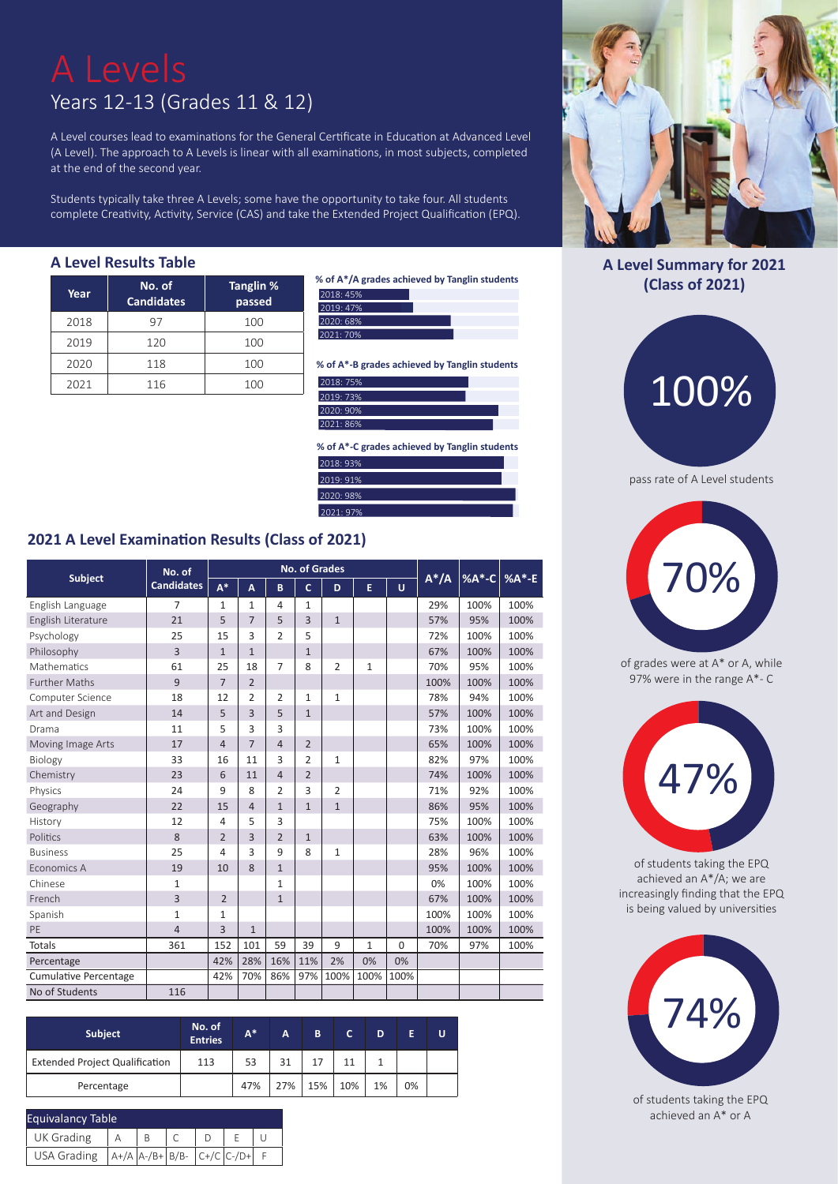# A Levels

## Years 12-13 (Grades 11 & 12)

A Level courses lead to examinations for the General Certificate in Education at Advanced Level (A Level). The approach to A Levels is linear with all examinations, in most subjects, completed at the end of the second year.

Students typically take three A Levels; some have the opportunity to take four. All students complete Creativity, Activity, Service (CAS) and take the Extended Project Qualification (EPQ).

### A Level Results Table

| Year | No. of Candidates | Tanglin % passed |
|---|---|---|
| 2018 | 97 | 100 |
| 2019 | 120 | 100 |
| 2020 | 118 | 100 |
| 2021 | 116 | 100 |

**% of A*/A grades achieved by Tanglin students**

- 2018: 45%
- 2019: 47%
- 2020: 68%
- 2021: 70%

**% of A*-B grades achieved by Tanglin students**

- 2018: 75%
- 2019: 73%
- 2020: 90%
- 2021: 86%

**% of A*-C grades achieved by Tanglin students**

- 2018: 93%
- 2019: 91%
- 2020: 98%
- 2021: 97%

### 2021 A Level Examination Results (Class of 2021)

| Subject | No. of Candidates | No. of Grades | | | | | | | A*/A | %A*-C | %A*-E |
|---|---|---|---|---|---|---|---|---|---|---|---|
| | | A* | A | B | C | D | E | U | | | |
| English Language | 7 | 1 | 1 | 4 | 1 | | | | 29% | 100% | 100% |
| English Literature | 21 | 5 | 7 | 5 | 3 | 1 | | | 57% | 95% | 100% |
| Psychology | 25 | 15 | 3 | 2 | 5 | | | | 72% | 100% | 100% |
| Philosophy | 3 | 1 | 1 | | 1 | | | | 67% | 100% | 100% |
| Mathematics | 61 | 25 | 18 | 7 | 8 | 2 | 1 | | 70% | 95% | 100% |
| Further Maths | 9 | 7 | 2 | | | | | | 100% | 100% | 100% |
| Computer Science | 18 | 12 | 2 | 2 | 1 | 1 | | | 78% | 94% | 100% |
| Art and Design | 14 | 5 | 3 | 5 | 1 | | | | 57% | 100% | 100% |
| Drama | 11 | 5 | 3 | 3 | | | | | 73% | 100% | 100% |
| Moving Image Arts | 17 | 4 | 7 | 4 | 2 | | | | 65% | 100% | 100% |
| Biology | 33 | 16 | 11 | 3 | 2 | 1 | | | 82% | 97% | 100% |
| Chemistry | 23 | 6 | 11 | 4 | 2 | | | | 74% | 100% | 100% |
| Physics | 24 | 9 | 8 | 2 | 3 | 2 | | | 71% | 92% | 100% |
| Geography | 22 | 15 | 4 | 1 | 1 | 1 | | | 86% | 95% | 100% |
| History | 12 | 4 | 5 | 3 | | | | | 75% | 100% | 100% |
| Politics | 8 | 2 | 3 | 2 | 1 | | | | 63% | 100% | 100% |
| Business | 25 | 4 | 3 | 9 | 8 | 1 | | | 28% | 96% | 100% |
| Economics A | 19 | 10 | 8 | 1 | | | | | 95% | 100% | 100% |
| Chinese | 1 | | | 1 | | | | | 0% | 100% | 100% |
| French | 3 | 2 | | 1 | | | | | 67% | 100% | 100% |
| Spanish | 1 | 1 | | | | | | | 100% | 100% | 100% |
| PE | 4 | 3 | 1 | | | | | | 100% | 100% | 100% |
| Totals | 361 | 152 | 101 | 59 | 39 | 9 | 1 | 0 | 70% | 97% | 100% |
| Percentage | | 42% | 28% | 16% | 11% | 2% | 0% | 0% | | | |
| Cumulative Percentage | | 42% | 70% | 86% | 97% | 100% | 100% | 100% | | | |
| No of Students | 116 | | | | | | | | | | |

| Subject | No. of Entries | A* | A | B | C | D | E | U |
|---|---|---|---|---|---|---|---|---|
| Extended Project Qualification | 113 | 53 | 31 | 17 | 11 | 1 | | |
| Percentage | | 47% | 27% | 15% | 10% | 1% | 0% | |

| Equivalancy Table | | | | | | |
|---|---|---|---|---|---|---|
| UK Grading | A | B | C | D | E | U |
| USA Grading | A+/A | A-/B+ | B/B- | C+/C | C-/D+ | F |

### A Level Summary for 2021 (Class of 2021)

**100%**

pass rate of A Level students

**70%**

of grades were at A* or A, while 97% were in the range A*- C

**47%**

of students taking the EPQ achieved an A*/A; we are increasingly finding that the EPQ is being valued by universities

**74%**

of students taking the EPQ achieved an A* or A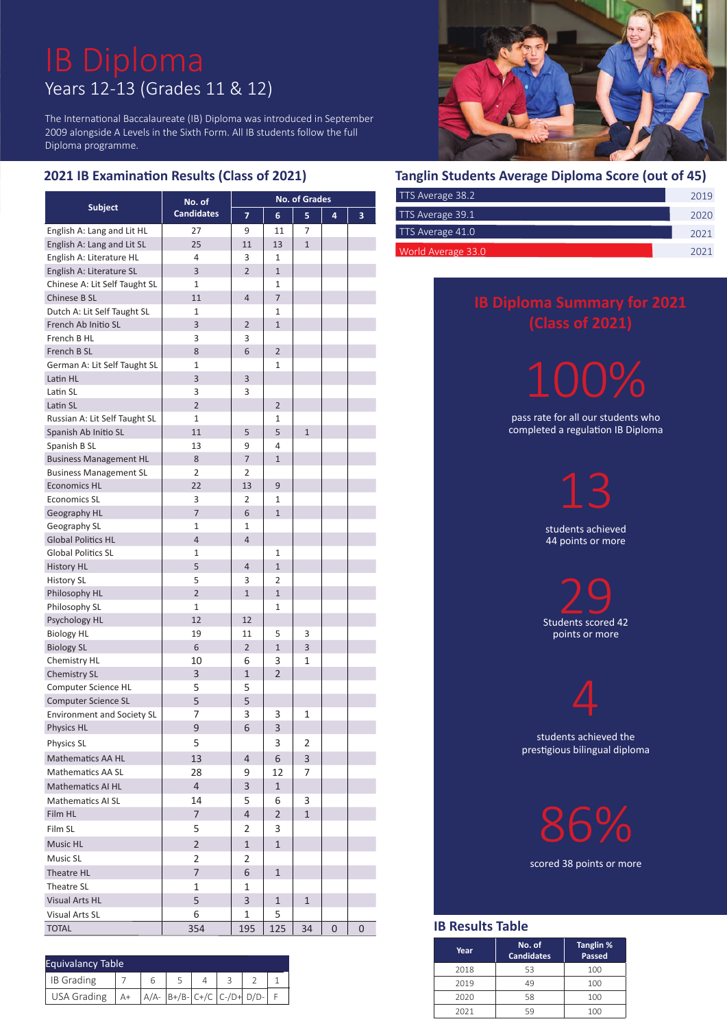# IB Diploma

## Years 12-13 (Grades 11 & 12)

The International Baccalaureate (IB) Diploma was introduced in September 2009 alongside A Levels in the Sixth Form. All IB students follow the full Diploma programme.

## 2021 IB Examination Results (Class of 2021)

| Subject | No. of Candidates | No. of Grades | | | | |
|---|---|---|---|---|---|---|
| | | 7 | 6 | 5 | 4 | 3 |
| English A: Lang and Lit HL | 27 | 9 | 11 | 7 | | |
| English A: Lang and Lit SL | 25 | 11 | 13 | 1 | | |
| English A: Literature HL | 4 | 3 | 1 | | | |
| English A: Literature SL | 3 | 2 | 1 | | | |
| Chinese A: Lit Self Taught SL | 1 | | 1 | | | |
| Chinese B SL | 11 | 4 | 7 | | | |
| Dutch A: Lit Self Taught SL | 1 | | 1 | | | |
| French Ab Initio SL | 3 | 2 | 1 | | | |
| French B HL | 3 | 3 | | | | |
| French B SL | 8 | 6 | 2 | | | |
| German A: Lit Self Taught SL | 1 | | 1 | | | |
| Latin HL | 3 | 3 | | | | |
| Latin SL | 3 | 3 | | | | |
| Latin SL | 2 | | 2 | | | |
| Russian A: Lit Self Taught SL | 1 | | 1 | | | |
| Spanish Ab Initio SL | 11 | 5 | 5 | 1 | | |
| Spanish B SL | 13 | 9 | 4 | | | |
| Business Management HL | 8 | 7 | 1 | | | |
| Business Management SL | 2 | 2 | | | | |
| Economics HL | 22 | 13 | 9 | | | |
| Economics SL | 3 | 2 | 1 | | | |
| Geography HL | 7 | 6 | 1 | | | |
| Geography SL | 1 | 1 | | | | |
| Global Politics HL | 4 | 4 | | | | |
| Global Politics SL | 1 | | 1 | | | |
| History HL | 5 | 4 | 1 | | | |
| History SL | 5 | 3 | 2 | | | |
| Philosophy HL | 2 | 1 | 1 | | | |
| Philosophy SL | 1 | | 1 | | | |
| Psychology HL | 12 | 12 | | | | |
| Biology HL | 19 | 11 | 5 | 3 | | |
| Biology SL | 6 | 2 | 1 | 3 | | |
| Chemistry HL | 10 | 6 | 3 | 1 | | |
| Chemistry SL | 3 | 1 | 2 | | | |
| Computer Science HL | 5 | 5 | | | | |
| Computer Science SL | 5 | 5 | | | | |
| Environment and Society SL | 7 | 3 | 3 | 1 | | |
| Physics HL | 9 | 6 | 3 | | | |
| Physics SL | 5 | | 3 | 2 | | |
| Mathematics AA HL | 13 | 4 | 6 | 3 | | |
| Mathematics AA SL | 28 | 9 | 12 | 7 | | |
| Mathematics AI HL | 4 | 3 | 1 | | | |
| Mathematics AI SL | 14 | 5 | 6 | 3 | | |
| Film HL | 7 | 4 | 2 | 1 | | |
| Film SL | 5 | 2 | 3 | | | |
| Music HL | 2 | 1 | 1 | | | |
| Music SL | 2 | 2 | | | | |
| Theatre HL | 7 | 6 | 1 | | | |
| Theatre SL | 1 | 1 | | | | |
| Visual Arts HL | 5 | 3 | 1 | 1 | | |
| Visual Arts SL | 6 | 1 | 5 | | | |
| TOTAL | 354 | 195 | 125 | 34 | 0 | 0 |

| Equivalancy Table | | | | | | | |
|---|---|---|---|---|---|---|---|
| IB Grading | 7 | 6 | 5 | 4 | 3 | 2 | 1 |
| USA Grading | A+ | A/A- | B+/B- | C+/C | C-/D+ | D/D- | F |

## Tanglin Students Average Diploma Score (out of 45)

| | |
|---|---|
| TTS Average 38.2 | 2019 |
| TTS Average 39.1 | 2020 |
| TTS Average 41.0 | 2021 |
| World Average 33.0 | 2021 |

## IB Diploma Summary for 2021 (Class of 2021)

**100%**
pass rate for all our students who completed a regulation IB Diploma

**13**
students achieved 44 points or more

**29**
Students scored 42 points or more

**4**
students achieved the prestigious bilingual diploma

**86%**
scored 38 points or more

## IB Results Table

| Year | No. of Candidates | Tanglin % Passed |
|---|---|---|
| 2018 | 53 | 100 |
| 2019 | 49 | 100 |
| 2020 | 58 | 100 |
| 2021 | 59 | 100 |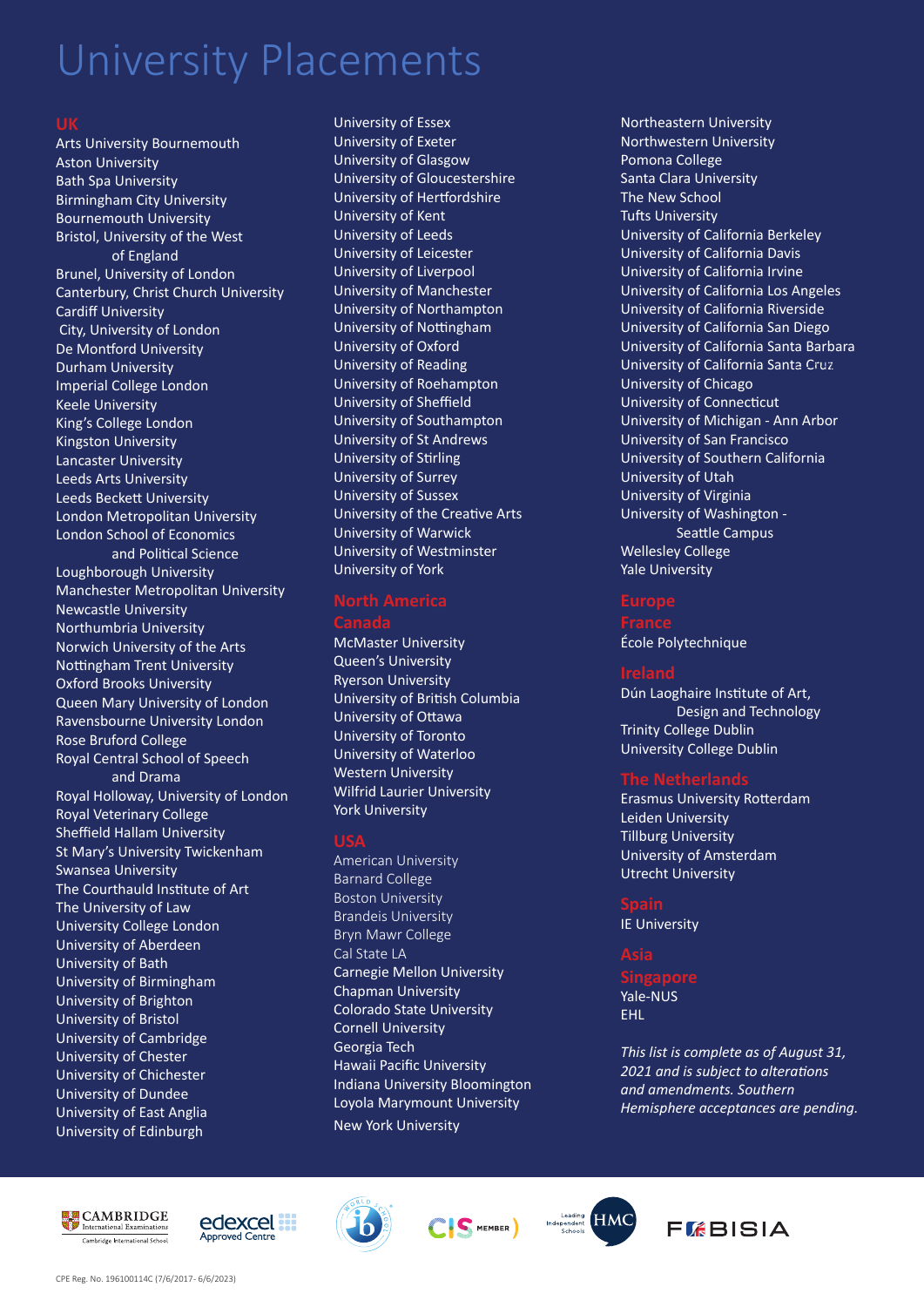# University Placements

## UK

Arts University Bournemouth
Aston University
Bath Spa University
Birmingham City University
Bournemouth University
Bristol, University of the West of England
Brunel, University of London
Canterbury, Christ Church University
Cardiff University
City, University of London
De Montford University
Durham University
Imperial College London
Keele University
King's College London
Kingston University
Lancaster University
Leeds Arts University
Leeds Beckett University
London Metropolitan University
London School of Economics and Political Science
Loughborough University
Manchester Metropolitan University
Newcastle University
Northumbria University
Norwich University of the Arts
Nottingham Trent University
Oxford Brooks University
Queen Mary University of London
Ravensbourne University London
Rose Bruford College
Royal Central School of Speech and Drama
Royal Holloway, University of London
Royal Veterinary College
Sheffield Hallam University
St Mary's University Twickenham
Swansea University
The Courthauld Institute of Art
The University of Law
University College London
University of Aberdeen
University of Bath
University of Birmingham
University of Brighton
University of Bristol
University of Cambridge
University of Chester
University of Chichester
University of Dundee
University of East Anglia
University of Edinburgh
University of Essex
University of Exeter
University of Glasgow
University of Gloucestershire
University of Hertfordshire
University of Kent
University of Leeds
University of Leicester
University of Liverpool
University of Manchester
University of Northampton
University of Nottingham
University of Oxford
University of Reading
University of Roehampton
University of Sheffield
University of Southampton
University of St Andrews
University of Stirling
University of Surrey
University of Sussex
University of the Creative Arts
University of Warwick
University of Westminster
University of York

## North America

### Canada

McMaster University
Queen's University
Ryerson University
University of British Columbia
University of Ottawa
University of Toronto
University of Waterloo
Western University
Wilfrid Laurier University
York University

### USA

American University
Barnard College
Boston University
Brandeis University
Bryn Mawr College
Cal State LA
Carnegie Mellon University
Chapman University
Colorado State University
Cornell University
Georgia Tech
Hawaii Pacific University
Indiana University Bloomington
Loyola Marymount University
New York University
Northeastern University
Northwestern University
Pomona College
Santa Clara University
The New School
Tufts University
University of California Berkeley
University of California Davis
University of California Irvine
University of California Los Angeles
University of California Riverside
University of California San Diego
University of California Santa Barbara
University of California Santa Cruz
University of Chicago
University of Connecticut
University of Michigan - Ann Arbor
University of San Francisco
University of Southern California
University of Utah
University of Virginia
University of Washington - Seattle Campus
Wellesley College
Yale University

## Europe

### France

École Polytechnique

### Ireland

Dún Laoghaire Institute of Art, Design and Technology
Trinity College Dublin
University College Dublin

### The Netherlands

Erasmus University Rotterdam
Leiden University
Tillburg University
University of Amsterdam
Utrecht University

### Spain

IE University

## Asia

### Singapore

Yale-NUS
EHL

*This list is complete as of August 31, 2021 and is subject to alterations and amendments. Southern Hemisphere acceptances are pending.*

CAMBRIDGE International Examinations – Cambridge International School
edexcel Approved Centre
IB World School
CIS MEMBER
Leading Independent Schools HMC
FOBISIA

CPE Reg. No. 196100114C (7/6/2017- 6/6/2023)